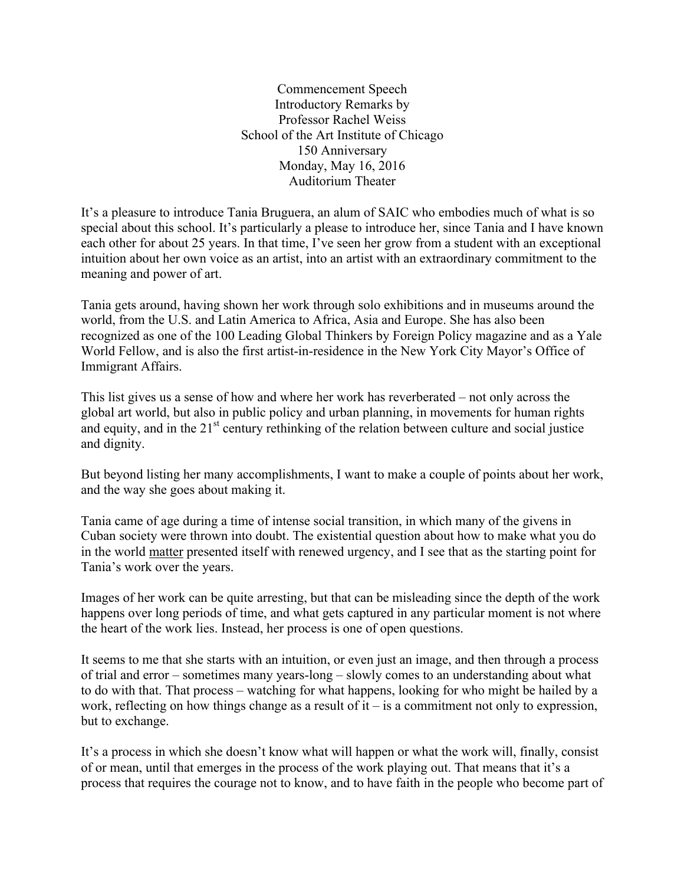Commencement Speech
Introductory Remarks by
Professor Rachel Weiss
School of the Art Institute of Chicago
150 Anniversary
Monday, May 16, 2016
Auditorium Theater

It's a pleasure to introduce Tania Bruguera, an alum of SAIC who embodies much of what is so special about this school. It's particularly a please to introduce her, since Tania and I have known each other for about 25 years. In that time, I've seen her grow from a student with an exceptional intuition about her own voice as an artist, into an artist with an extraordinary commitment to the meaning and power of art.

Tania gets around, having shown her work through solo exhibitions and in museums around the world, from the U.S. and Latin America to Africa, Asia and Europe. She has also been recognized as one of the 100 Leading Global Thinkers by Foreign Policy magazine and as a Yale World Fellow, and is also the first artist-in-residence in the New York City Mayor's Office of Immigrant Affairs.

This list gives us a sense of how and where her work has reverberated – not only across the global art world, but also in public policy and urban planning, in movements for human rights and equity, and in the 21st century rethinking of the relation between culture and social justice and dignity.

But beyond listing her many accomplishments, I want to make a couple of points about her work, and the way she goes about making it.

Tania came of age during a time of intense social transition, in which many of the givens in Cuban society were thrown into doubt. The existential question about how to make what you do in the world <u>matter</u> presented itself with renewed urgency, and I see that as the starting point for Tania's work over the years.

Images of her work can be quite arresting, but that can be misleading since the depth of the work happens over long periods of time, and what gets captured in any particular moment is not where the heart of the work lies. Instead, her process is one of open questions.

It seems to me that she starts with an intuition, or even just an image, and then through a process of trial and error – sometimes many years-long – slowly comes to an understanding about what to do with that. That process – watching for what happens, looking for who might be hailed by a work, reflecting on how things change as a result of it – is a commitment not only to expression, but to exchange.

It's a process in which she doesn't know what will happen or what the work will, finally, consist of or mean, until that emerges in the process of the work playing out. That means that it's a process that requires the courage not to know, and to have faith in the people who become part of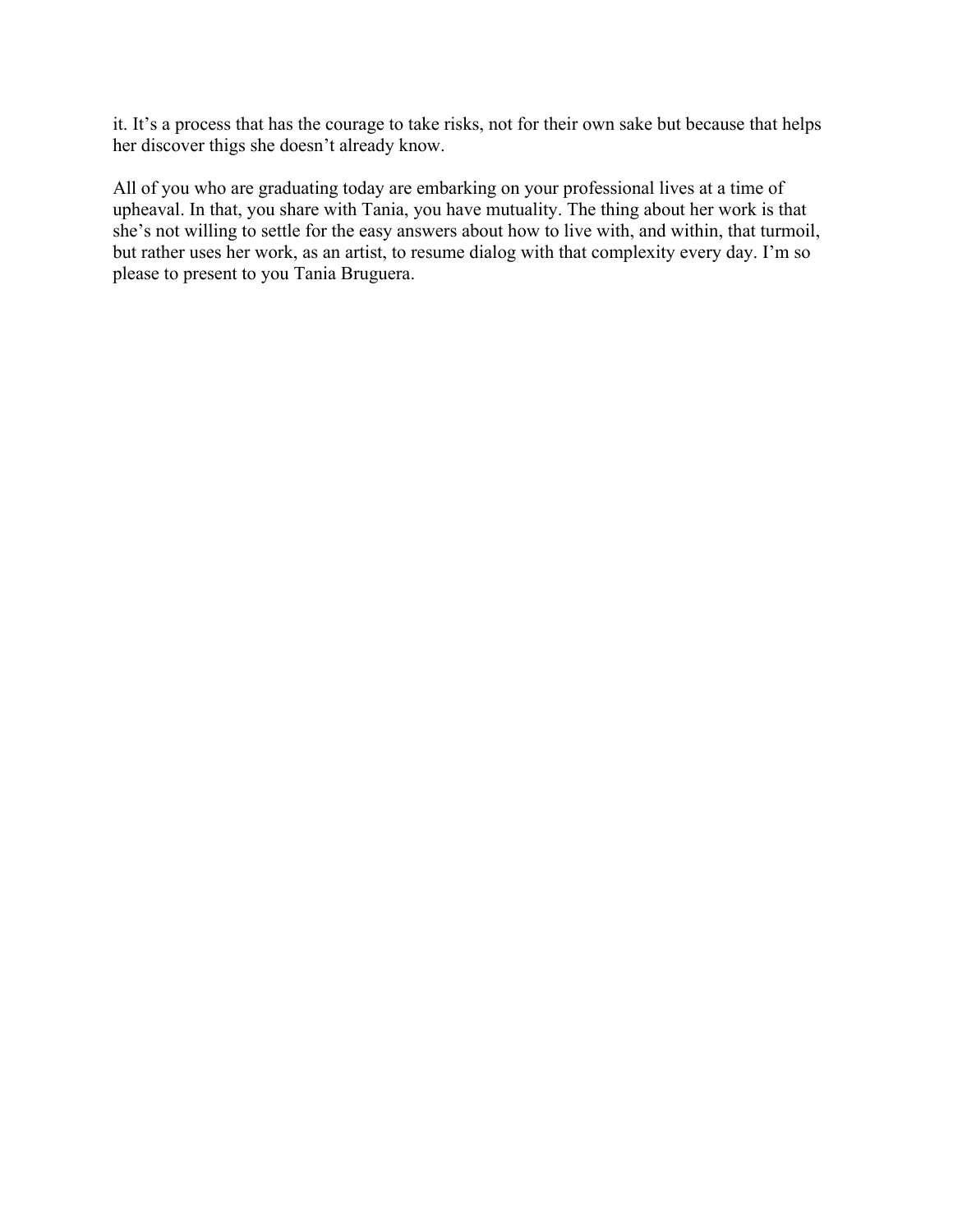it. It's a process that has the courage to take risks, not for their own sake but because that helps her discover thigs she doesn't already know.

All of you who are graduating today are embarking on your professional lives at a time of upheaval. In that, you share with Tania, you have mutuality. The thing about her work is that she's not willing to settle for the easy answers about how to live with, and within, that turmoil, but rather uses her work, as an artist, to resume dialog with that complexity every day. I'm so please to present to you Tania Bruguera.